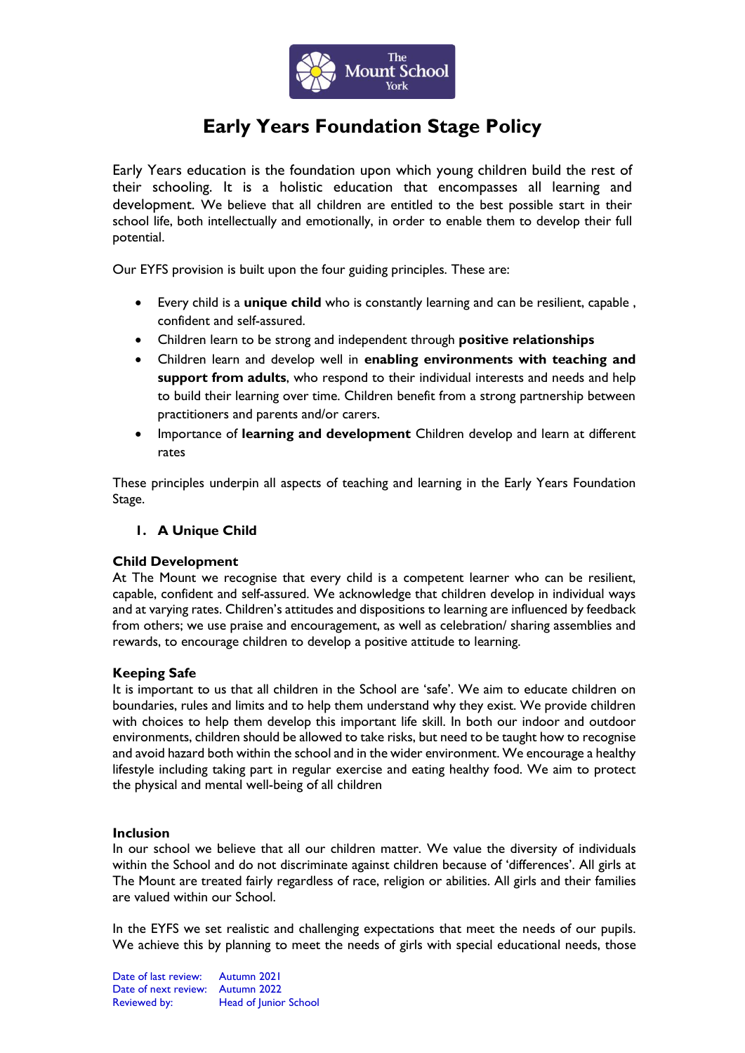# Early Years Foundation Stage Policy

Early Years education is the foundation upon which young children build the rest of their schooling. It is a holistic education that encompasses all learning and development. We believe that all children are entitled to the best possible start in their school life, both intellectually and emotionally, in order to enable them to develop their full potential.

Our EYFS provision is built upon the four guiding principles. These are:

- Every child is a **unique child** who is constantly learning and can be resilient, capable , confident and self-assured.
- Children learn to be strong and independent through **positive relationships**
- Children learn and develop well in **enabling environments with teaching and support from adults**, who respond to their individual interests and needs and help to build their learning over time. Children benefit from a strong partnership between practitioners and parents and/or carers.
- Importance of **learning and development** Children develop and learn at different rates

These principles underpin all aspects of teaching and learning in the Early Years Foundation Stage.

## 1. A Unique Child

### Child Development

At The Mount we recognise that every child is a competent learner who can be resilient, capable, confident and self-assured. We acknowledge that children develop in individual ways and at varying rates. Children's attitudes and dispositions to learning are influenced by feedback from others; we use praise and encouragement, as well as celebration/ sharing assemblies and rewards, to encourage children to develop a positive attitude to learning.

### Keeping Safe

It is important to us that all children in the School are 'safe'. We aim to educate children on boundaries, rules and limits and to help them understand why they exist. We provide children with choices to help them develop this important life skill. In both our indoor and outdoor environments, children should be allowed to take risks, but need to be taught how to recognise and avoid hazard both within the school and in the wider environment. We encourage a healthy lifestyle including taking part in regular exercise and eating healthy food. We aim to protect the physical and mental well-being of all children

### Inclusion

In our school we believe that all our children matter. We value the diversity of individuals within the School and do not discriminate against children because of 'differences'. All girls at The Mount are treated fairly regardless of race, religion or abilities. All girls and their families are valued within our School.

In the EYFS we set realistic and challenging expectations that meet the needs of our pupils. We achieve this by planning to meet the needs of girls with special educational needs, those

Date of last review: Autumn 2021
Date of next review: Autumn 2022
Reviewed by: Head of Junior School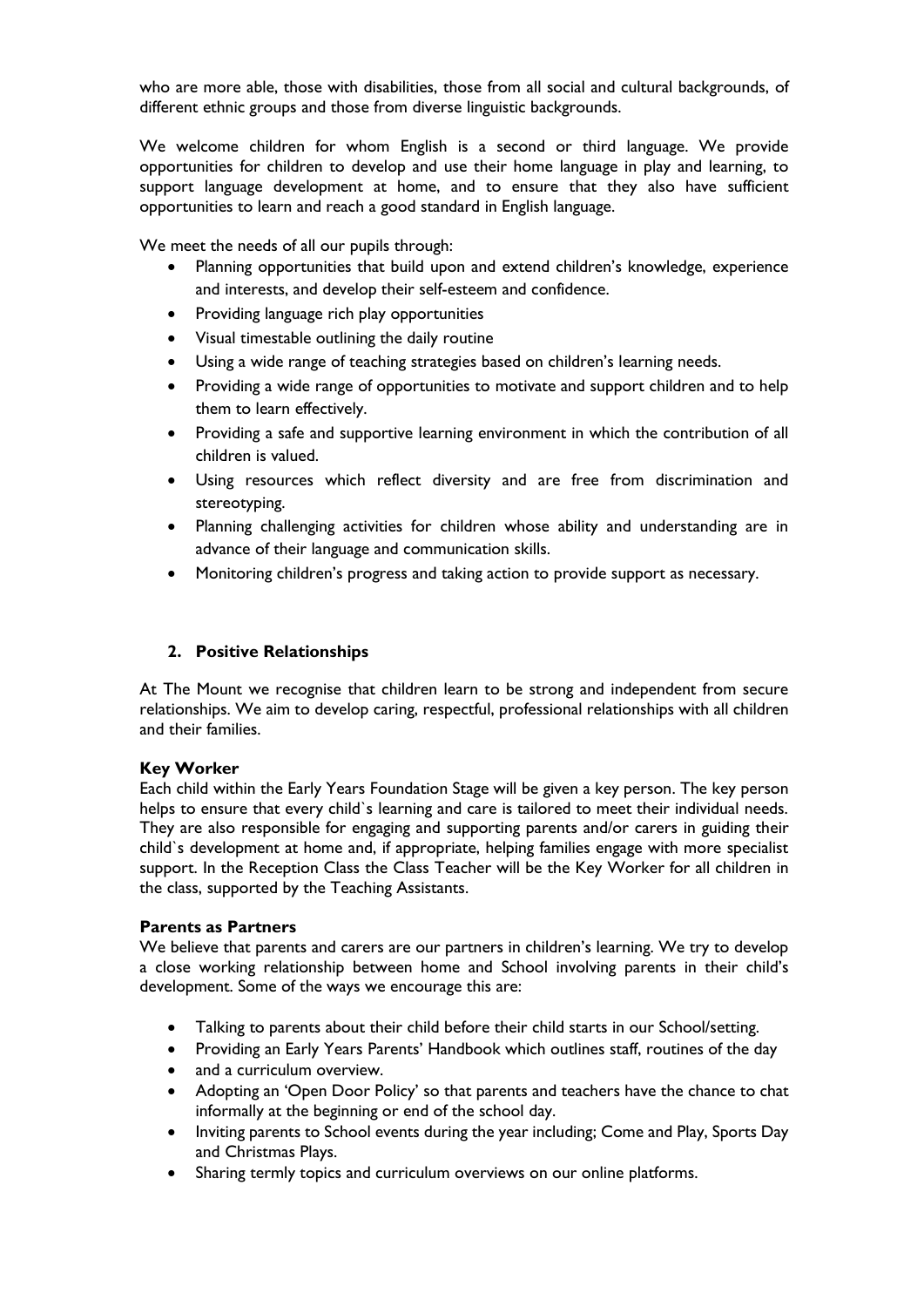who are more able, those with disabilities, those from all social and cultural backgrounds, of different ethnic groups and those from diverse linguistic backgrounds.

We welcome children for whom English is a second or third language. We provide opportunities for children to develop and use their home language in play and learning, to support language development at home, and to ensure that they also have sufficient opportunities to learn and reach a good standard in English language.

We meet the needs of all our pupils through:

- Planning opportunities that build upon and extend children's knowledge, experience and interests, and develop their self-esteem and confidence.
- Providing language rich play opportunities
- Visual timestable outlining the daily routine
- Using a wide range of teaching strategies based on children's learning needs.
- Providing a wide range of opportunities to motivate and support children and to help them to learn effectively.
- Providing a safe and supportive learning environment in which the contribution of all children is valued.
- Using resources which reflect diversity and are free from discrimination and stereotyping.
- Planning challenging activities for children whose ability and understanding are in advance of their language and communication skills.
- Monitoring children's progress and taking action to provide support as necessary.

## 2. Positive Relationships

At The Mount we recognise that children learn to be strong and independent from secure relationships. We aim to develop caring, respectful, professional relationships with all children and their families.

### Key Worker

Each child within the Early Years Foundation Stage will be given a key person. The key person helps to ensure that every child`s learning and care is tailored to meet their individual needs. They are also responsible for engaging and supporting parents and/or carers in guiding their child`s development at home and, if appropriate, helping families engage with more specialist support. In the Reception Class the Class Teacher will be the Key Worker for all children in the class, supported by the Teaching Assistants.

### Parents as Partners

We believe that parents and carers are our partners in children's learning. We try to develop a close working relationship between home and School involving parents in their child's development. Some of the ways we encourage this are:

- Talking to parents about their child before their child starts in our School/setting.
- Providing an Early Years Parents' Handbook which outlines staff, routines of the day
- and a curriculum overview.
- Adopting an 'Open Door Policy' so that parents and teachers have the chance to chat informally at the beginning or end of the school day.
- Inviting parents to School events during the year including; Come and Play, Sports Day and Christmas Plays.
- Sharing termly topics and curriculum overviews on our online platforms.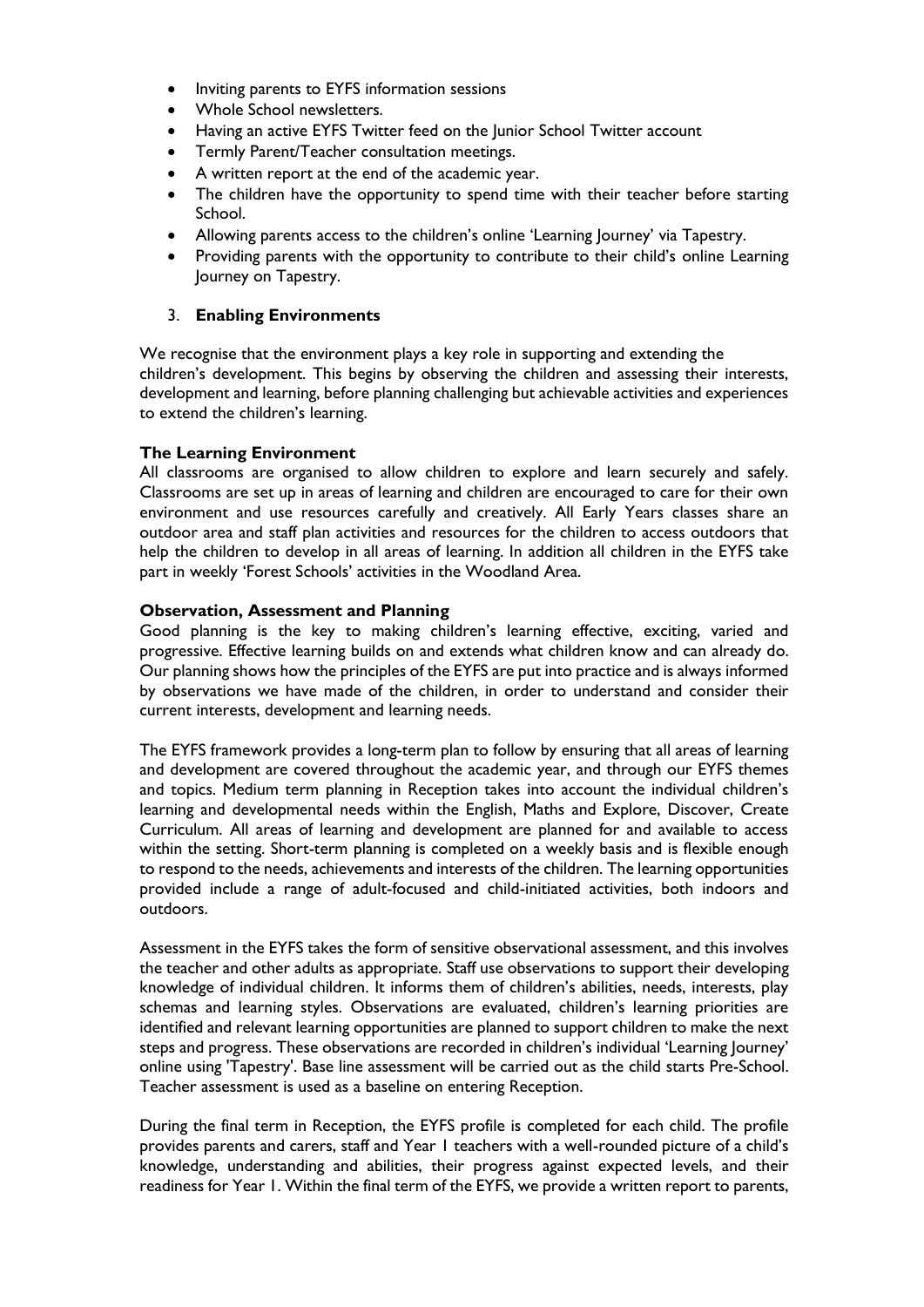- Inviting parents to EYFS information sessions
- Whole School newsletters.
- Having an active EYFS Twitter feed on the Junior School Twitter account
- Termly Parent/Teacher consultation meetings.
- A written report at the end of the academic year.
- The children have the opportunity to spend time with their teacher before starting School.
- Allowing parents access to the children's online 'Learning Journey' via Tapestry.
- Providing parents with the opportunity to contribute to their child's online Learning Journey on Tapestry.

3. **Enabling Environments**

We recognise that the environment plays a key role in supporting and extending the children's development. This begins by observing the children and assessing their interests, development and learning, before planning challenging but achievable activities and experiences to extend the children's learning.

**The Learning Environment**

All classrooms are organised to allow children to explore and learn securely and safely. Classrooms are set up in areas of learning and children are encouraged to care for their own environment and use resources carefully and creatively. All Early Years classes share an outdoor area and staff plan activities and resources for the children to access outdoors that help the children to develop in all areas of learning. In addition all children in the EYFS take part in weekly 'Forest Schools' activities in the Woodland Area.

**Observation, Assessment and Planning**

Good planning is the key to making children's learning effective, exciting, varied and progressive. Effective learning builds on and extends what children know and can already do. Our planning shows how the principles of the EYFS are put into practice and is always informed by observations we have made of the children, in order to understand and consider their current interests, development and learning needs.

The EYFS framework provides a long-term plan to follow by ensuring that all areas of learning and development are covered throughout the academic year, and through our EYFS themes and topics. Medium term planning in Reception takes into account the individual children's learning and developmental needs within the English, Maths and Explore, Discover, Create Curriculum. All areas of learning and development are planned for and available to access within the setting. Short-term planning is completed on a weekly basis and is flexible enough to respond to the needs, achievements and interests of the children. The learning opportunities provided include a range of adult-focused and child-initiated activities, both indoors and outdoors.

Assessment in the EYFS takes the form of sensitive observational assessment, and this involves the teacher and other adults as appropriate. Staff use observations to support their developing knowledge of individual children. It informs them of children's abilities, needs, interests, play schemas and learning styles. Observations are evaluated, children's learning priorities are identified and relevant learning opportunities are planned to support children to make the next steps and progress. These observations are recorded in children's individual 'Learning Journey' online using 'Tapestry'. Base line assessment will be carried out as the child starts Pre-School. Teacher assessment is used as a baseline on entering Reception.

During the final term in Reception, the EYFS profile is completed for each child. The profile provides parents and carers, staff and Year 1 teachers with a well-rounded picture of a child's knowledge, understanding and abilities, their progress against expected levels, and their readiness for Year 1. Within the final term of the EYFS, we provide a written report to parents,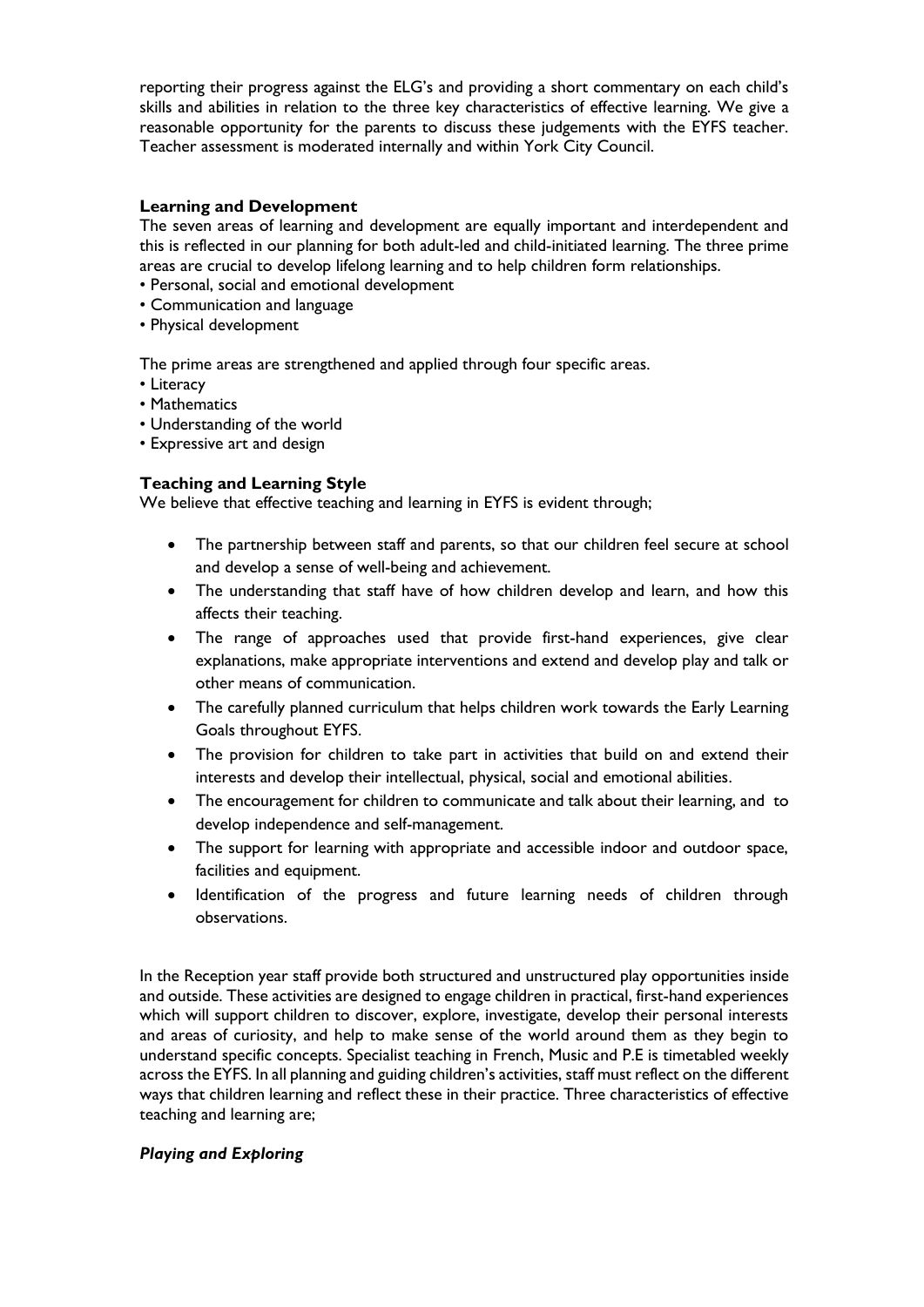reporting their progress against the ELG's and providing a short commentary on each child's skills and abilities in relation to the three key characteristics of effective learning. We give a reasonable opportunity for the parents to discuss these judgements with the EYFS teacher. Teacher assessment is moderated internally and within York City Council.

### Learning and Development

The seven areas of learning and development are equally important and interdependent and this is reflected in our planning for both adult-led and child-initiated learning. The three prime areas are crucial to develop lifelong learning and to help children form relationships.

- Personal, social and emotional development
- Communication and language
- Physical development

The prime areas are strengthened and applied through four specific areas.

- Literacy
- Mathematics
- Understanding of the world
- Expressive art and design

### Teaching and Learning Style

We believe that effective teaching and learning in EYFS is evident through;

- The partnership between staff and parents, so that our children feel secure at school and develop a sense of well-being and achievement.
- The understanding that staff have of how children develop and learn, and how this affects their teaching.
- The range of approaches used that provide first-hand experiences, give clear explanations, make appropriate interventions and extend and develop play and talk or other means of communication.
- The carefully planned curriculum that helps children work towards the Early Learning Goals throughout EYFS.
- The provision for children to take part in activities that build on and extend their interests and develop their intellectual, physical, social and emotional abilities.
- The encouragement for children to communicate and talk about their learning, and to develop independence and self-management.
- The support for learning with appropriate and accessible indoor and outdoor space, facilities and equipment.
- Identification of the progress and future learning needs of children through observations.

In the Reception year staff provide both structured and unstructured play opportunities inside and outside. These activities are designed to engage children in practical, first-hand experiences which will support children to discover, explore, investigate, develop their personal interests and areas of curiosity, and help to make sense of the world around them as they begin to understand specific concepts. Specialist teaching in French, Music and P.E is timetabled weekly across the EYFS. In all planning and guiding children's activities, staff must reflect on the different ways that children learning and reflect these in their practice. Three characteristics of effective teaching and learning are;

***Playing and Exploring***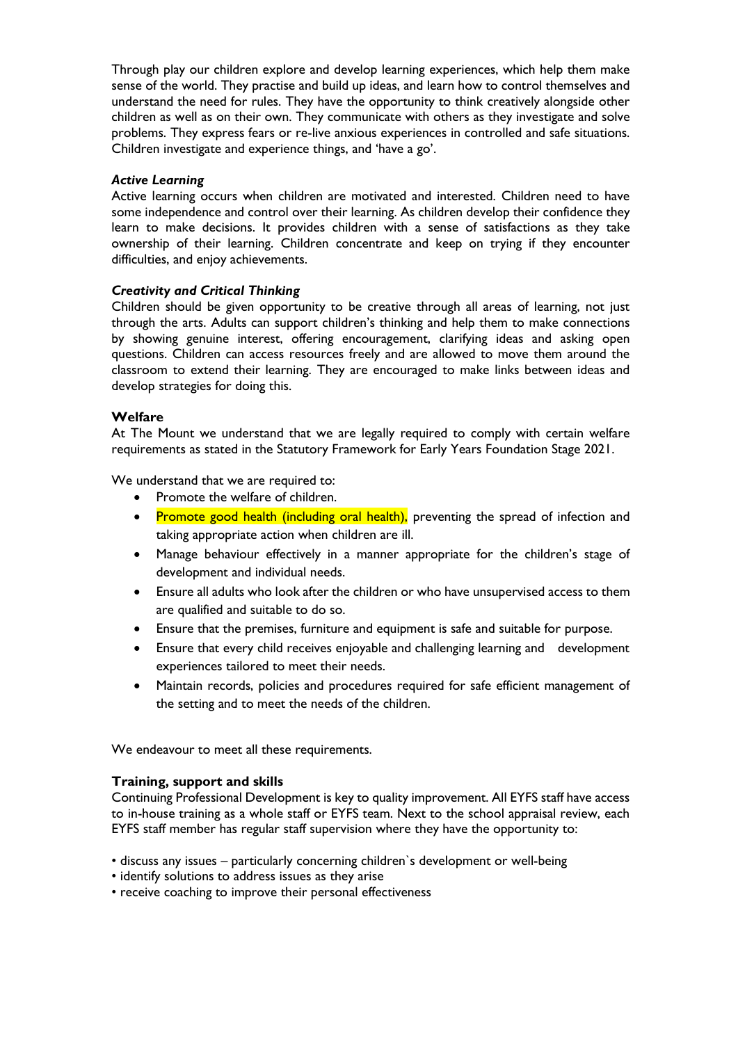Through play our children explore and develop learning experiences, which help them make sense of the world. They practise and build up ideas, and learn how to control themselves and understand the need for rules. They have the opportunity to think creatively alongside other children as well as on their own. They communicate with others as they investigate and solve problems. They express fears or re-live anxious experiences in controlled and safe situations. Children investigate and experience things, and 'have a go'.

***Active Learning***

Active learning occurs when children are motivated and interested. Children need to have some independence and control over their learning. As children develop their confidence they learn to make decisions. It provides children with a sense of satisfactions as they take ownership of their learning. Children concentrate and keep on trying if they encounter difficulties, and enjoy achievements.

***Creativity and Critical Thinking***

Children should be given opportunity to be creative through all areas of learning, not just through the arts. Adults can support children's thinking and help them to make connections by showing genuine interest, offering encouragement, clarifying ideas and asking open questions. Children can access resources freely and are allowed to move them around the classroom to extend their learning. They are encouraged to make links between ideas and develop strategies for doing this.

**Welfare**

At The Mount we understand that we are legally required to comply with certain welfare requirements as stated in the Statutory Framework for Early Years Foundation Stage 2021.

We understand that we are required to:

- Promote the welfare of children.
- Promote good health (including oral health), preventing the spread of infection and taking appropriate action when children are ill.
- Manage behaviour effectively in a manner appropriate for the children's stage of development and individual needs.
- Ensure all adults who look after the children or who have unsupervised access to them are qualified and suitable to do so.
- Ensure that the premises, furniture and equipment is safe and suitable for purpose.
- Ensure that every child receives enjoyable and challenging learning and development experiences tailored to meet their needs.
- Maintain records, policies and procedures required for safe efficient management of the setting and to meet the needs of the children.

We endeavour to meet all these requirements.

**Training, support and skills**

Continuing Professional Development is key to quality improvement. All EYFS staff have access to in-house training as a whole staff or EYFS team. Next to the school appraisal review, each EYFS staff member has regular staff supervision where they have the opportunity to:

- discuss any issues – particularly concerning children`s development or well-being
- identify solutions to address issues as they arise
- receive coaching to improve their personal effectiveness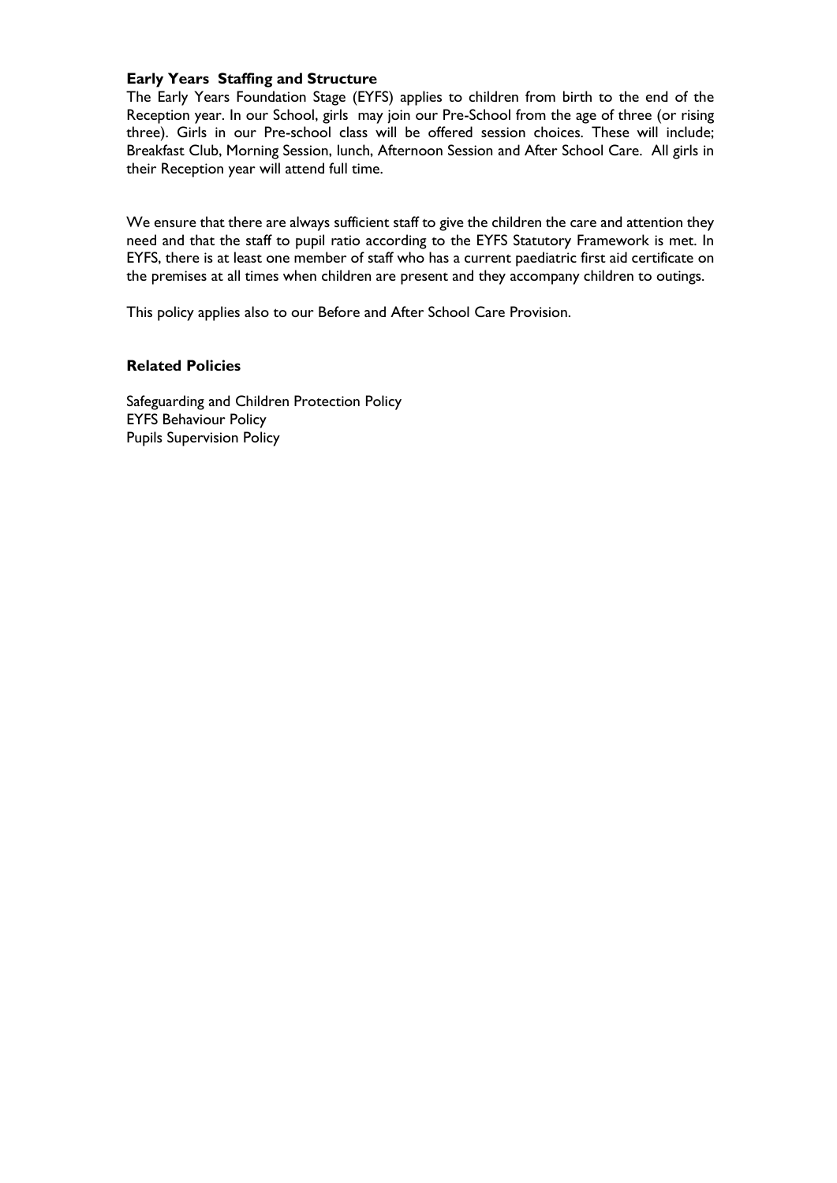**Early Years Staffing and Structure**

The Early Years Foundation Stage (EYFS) applies to children from birth to the end of the Reception year. In our School, girls may join our Pre-School from the age of three (or rising three). Girls in our Pre-school class will be offered session choices. These will include; Breakfast Club, Morning Session, lunch, Afternoon Session and After School Care. All girls in their Reception year will attend full time.

We ensure that there are always sufficient staff to give the children the care and attention they need and that the staff to pupil ratio according to the EYFS Statutory Framework is met. In EYFS, there is at least one member of staff who has a current paediatric first aid certificate on the premises at all times when children are present and they accompany children to outings.

This policy applies also to our Before and After School Care Provision.

**Related Policies**

Safeguarding and Children Protection Policy
EYFS Behaviour Policy
Pupils Supervision Policy